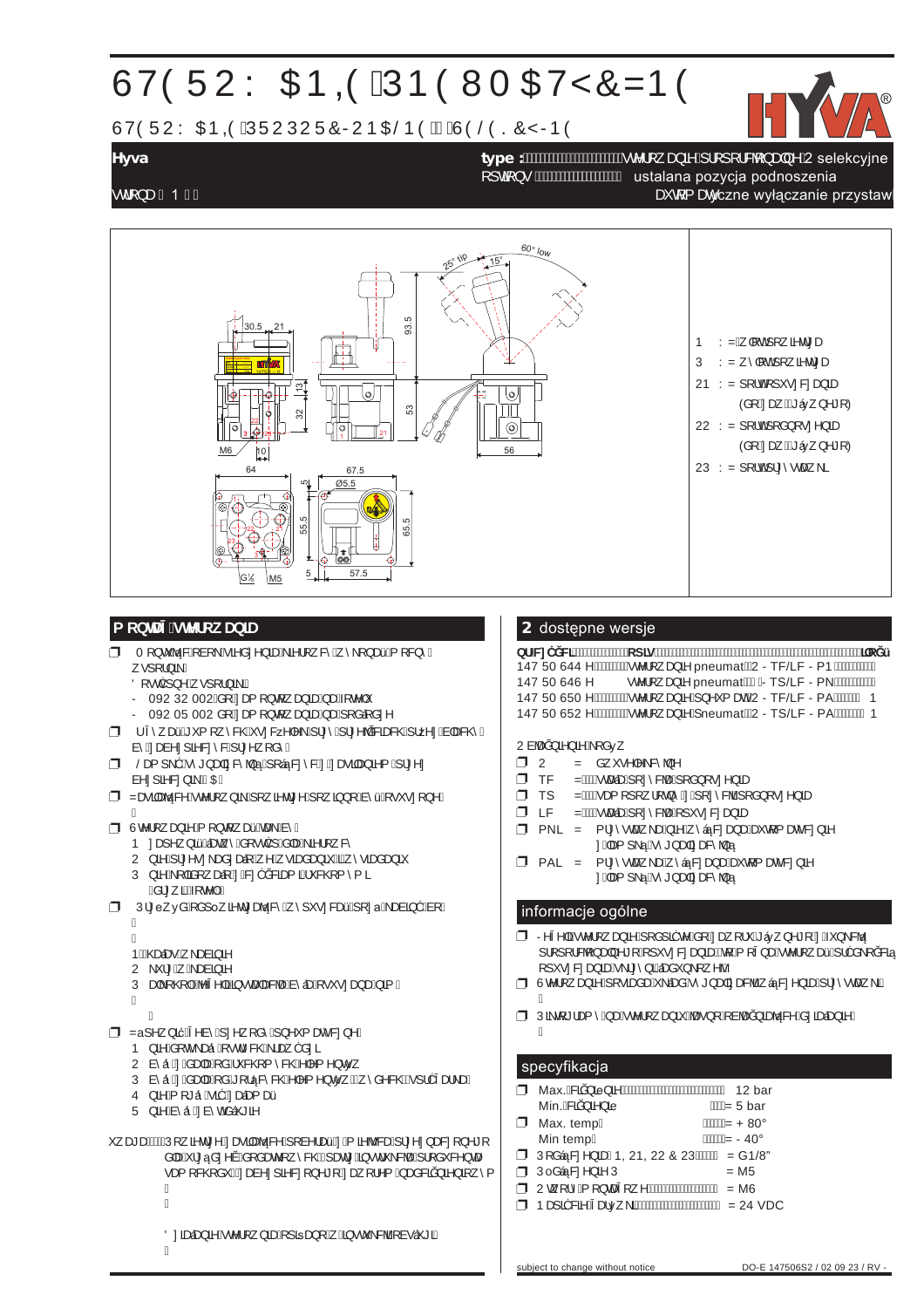# 67(52: $1,( 31( 80$7<&=1(

## 67(52: $1,( 352 325&-21$/1( 6(/(.&<-1(

**Hyva**

VWURQD 1

**type :** VWHURZDQLH SURSRUFMRQDOQH 2 selekcyjne

RSWLRQV ustalana pozycja podnoszenia

DXWRP DW\czne wyłączanie przystaw

1 : =DZyU SRZLHWU]D

3 : =DZyU SRZLHWU]D

21 : SRUW SRSXV]F]DQLD (GRSDVRZDQLH GR ZąŜD ZHGáXJ SRWU]HE)

22 : SRUW SRGQRV]HQLD (GRSDVRZDQLH GR ZąŜD ZHGáXJ SRWU]HE)

23 : SRUW SU]\VWDZNL

## P RQWDŜ VWHURZDQLD

- 0 RQWXMHP\ REXGRZ\ VWHURZDQLD Z NDELQLH ZVSRUQLNL
  - 'RVWĊSQH ZVSRUQLNL
  - 092 32 002 GR]DP RQWRZDQLD QD IRWHOX
  - 092 05 002 GR]DP RQWRZDQLD QD SRGáRG]H
- UĪ\ZDü JXP RZ\FK SU]HZRGyZ ZąŜ SU]HZRGyZ SRZLHWU]D L WDN DE\ E\á\ ]DEH]SLHF]RQH SU]HG XV]NRG]HQLHP
- / DP SNLĊW\ JQDQLD SRGáąF]\ü ] SU]HáąF]QLNLHP SU]\ EH]SLHF]QLNX
- =DZLHUDMąFH VWHURZDQLH SRZLHWU]H SRZLQQR E\ü RF]\V]F]RQH
- 6WHURZDQLH P RQWRZDü WDN DE\
  1 ]DSHZQLü áDWZ\ GRVWĊS GR NLHURZF\
  2 QLH SU]HV]NDG]DáR Z VWDGDQLX L Z\VLDGDQLX
  3 QLH NROLGRZDáR ] F]ĊĞFLDPL UXFKRP\PL GR ZHZQąWU]
- 3 U]H] GRSRáąF]HQLHP SRZLHWU]D QD\ZS\FKDü SU]HZRG\
  1 QLH GRSXV]F]Dü GR RGGDQLD
  2 NRQWURORZDü
  3 DZDU\MQH

- =DZLHUDMąFH E\ü SR ZNUĊFHQLX
  1 QLH GRSXV]F]Dü VLĊ GR ]DQLHF]\V]F]HQLD
  2 E\áR ZLGRF]QH SU]\ SUDF\
  3 E\áR ZLGRF]QH Z F]DVLH SUDF\
  4 QLH P RJáR VLĊ ]DP NQąü
  5 QLH E\áR ]DVáRQLĊWH

XZDJD: 3 RZLHWU]H ]DVLODMąFH SRZLQQR E\ü F]\VWH L VXFKH ZROQH RG ROHMX L ZRG\ ZH ZH\ĞFLX GR XNáDGX SRZLQLHQ E\ü ]DP RQWRZDQ\ ILOWU

' ]LDáDQLH VWHURZDQLD RSLVDQR Z LQVWUXNFML REVáXJL

## 2 dostępne wersje

QXP HU NDWDORJRZ\ RSLV LORĞü

147 50 644 H VWHURZDQLH pneumat 2 - TF/LF - P1

147 50 646 H VWHURZDQLH pneumat - TS/LF - PN

147 50 650 H VWHURZDQLH SQHXP DW 2 - TF/LF - PA 1

147 50 652 H VWHURZDQLH Sneumat 2 - TS/LF - PA 1

2 EMDĞQLHQLH NRGyZ

- 2 = GZXVHNFMD
- TF = ZSUDZD SR]\FML SRGQRV]HQLD
- TS = VWDP SRZ\ URZQ\ SR]\FML SRGQRV]HQLD
- LF = ZSUDZD SR]\FML RSXV]F]DQLD
- PNL = PU]\VWDZND ZáąF]DQD DXWRP DW\F]QLH ]DOHŜQD RG SQHXPDW\NL
- PAL = PU]\VWDZND ZáąF]DQD DXWRP DW\F]QLH ]DOHŜQD RG SQHXPDW\NL

## informacje ogólne

- -HĞOL VWHURZDQLH RGSRZLHGQLR ZąŜ ZHGáXJ GR IXQNFML SURSRUFMRQDOQHJR RSXV]F]DQLD WR P RŜQD SRGáąF]\ü GR RSXV]F]DQLD VNU\]\QNRZHJR
- 6WHURZDQLH SRVLDGD GZD ]DZRU\ GR ZáąF]DQLD SU]\VWDZNL
- 3 LNWRJUDP \ QD VWHURZDQLX VWDQRZLą ZVND]yZNĊ GR G]LDáDQLD

## specyfikacja

- Max. FLĞQLHQLH = 12 bar
- Min. FLĞQLHQLH = 5 bar
- Max. temp. = + 80°
- Min temp. = - 40°
- 3 RGáąF]HQLD 1, 21, 22 & 23 = G1/8"
- 3 RGáąF]HQLH 3 = M5
- 2 WZRU\ P RQWDŜRZH = M6
- 1 DSLĊFLH ĪDUyZNL = 24 VDC

subject to change without notice

DO-E 147506S2 / 02 09 23 / RV -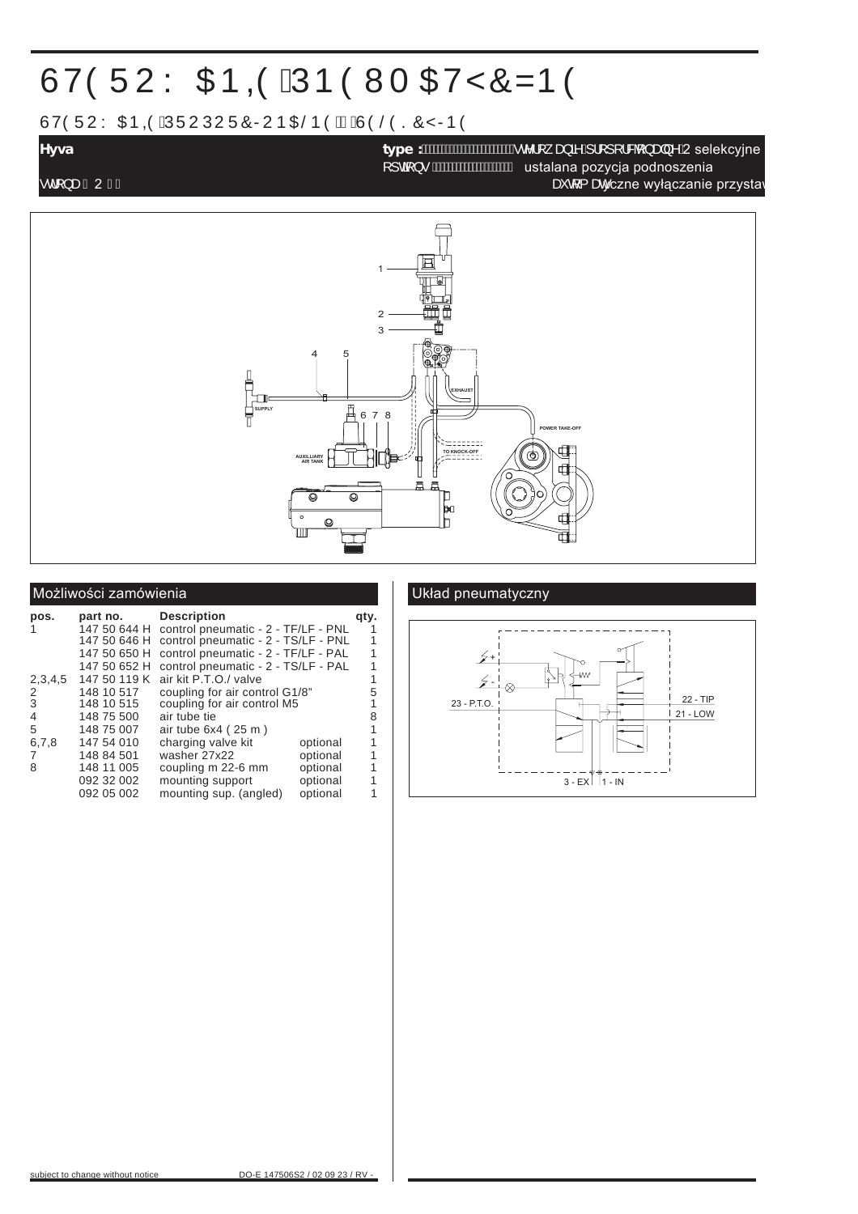# 67(52: $1,( 31(80$7<&=1(

## 67(52: $1,( 352 325&-21$/1( 6(/(.&<-1(

**Hyva**

**type :** VWHURZ DQLH SURSRUFMRQDOQH 2 selekcyjne

RSWLRQV ustalana pozycja podnoszenia

DXWRP DW yczne wyłączanie przystaw

VWURQD 2

1
2
3
4
5
6 7 8
EXHAUST
SUPPLY
POWER TAKE-OFF
TO KNOCK-OFF
AUXILLIARY AIR TANK

## Możliwości zamówienia

| pos. | part no. | Description | | qty. |
|---|---|---|---|---|
| 1 | 147 50 644 H | control pneumatic - 2 - TF/LF - PNL | | 1 |
| | 147 50 646 H | control pneumatic - 2 - TS/LF - PNL | | 1 |
| | 147 50 650 H | control pneumatic - 2 - TF/LF - PAL | | 1 |
| | 147 50 652 H | control pneumatic - 2 - TS/LF - PAL | | 1 |
| 2,3,4,5 | 147 50 119 K | air kit P.T.O./ valve | | 1 |
| 2 | 148 10 517 | coupling for air control G1/8" | | 5 |
| 3 | 148 10 515 | coupling for air control M5 | | 1 |
| 4 | 148 75 500 | air tube tie | | 8 |
| 5 | 148 75 007 | air tube 6x4 ( 25 m ) | | 1 |
| 6,7,8 | 147 54 010 | charging valve kit | optional | 1 |
| 7 | 148 84 501 | washer 27x22 | optional | 1 |
| 8 | 148 11 005 | coupling m 22-6 mm | optional | 1 |
| | 092 32 002 | mounting support | optional | 1 |
| | 092 05 002 | mounting sup. (angled) | optional | 1 |

## Układ pneumatyczny

23 - P.T.O.
22 - TIP
21 - LOW
3 - EX
1 - IN